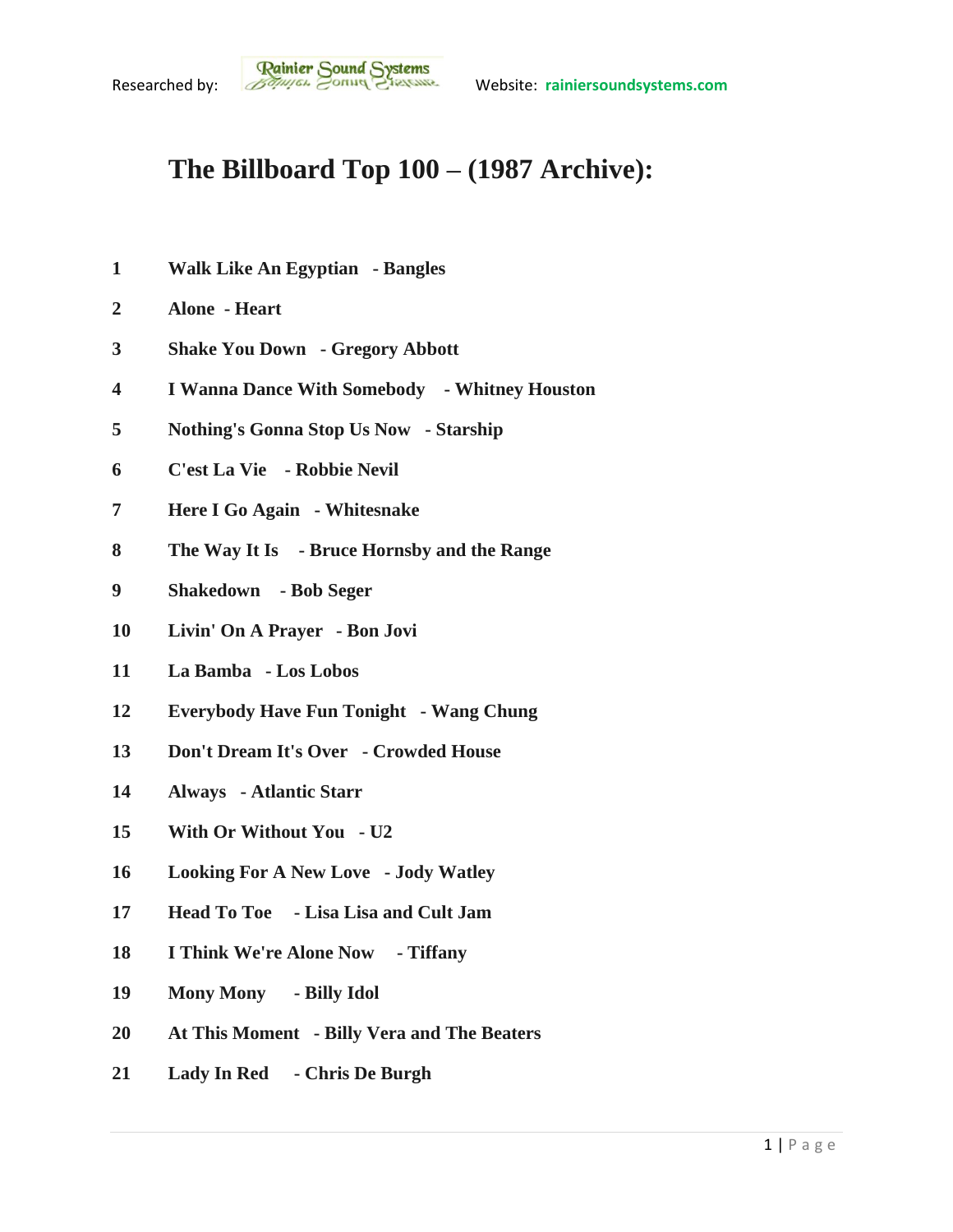Researched by: Rainier Sound Systems Website: rainiersoundsystems.com

# The Billboard Top 100 – (1987 Archive):

1 **Walk Like An Egyptian - Bangles**

2 **Alone - Heart**

3 **Shake You Down - Gregory Abbott**

4 **I Wanna Dance With Somebody - Whitney Houston**

5 **Nothing's Gonna Stop Us Now - Starship**

6 **C'est La Vie - Robbie Nevil**

7 **Here I Go Again - Whitesnake**

8 **The Way It Is - Bruce Hornsby and the Range**

9 **Shakedown - Bob Seger**

10 **Livin' On A Prayer - Bon Jovi**

11 **La Bamba - Los Lobos**

12 **Everybody Have Fun Tonight - Wang Chung**

13 **Don't Dream It's Over - Crowded House**

14 **Always - Atlantic Starr**

15 **With Or Without You - U2**

16 **Looking For A New Love - Jody Watley**

17 **Head To Toe - Lisa Lisa and Cult Jam**

18 **I Think We're Alone Now - Tiffany**

19 **Mony Mony - Billy Idol**

20 **At This Moment - Billy Vera and The Beaters**

21 **Lady In Red - Chris De Burgh**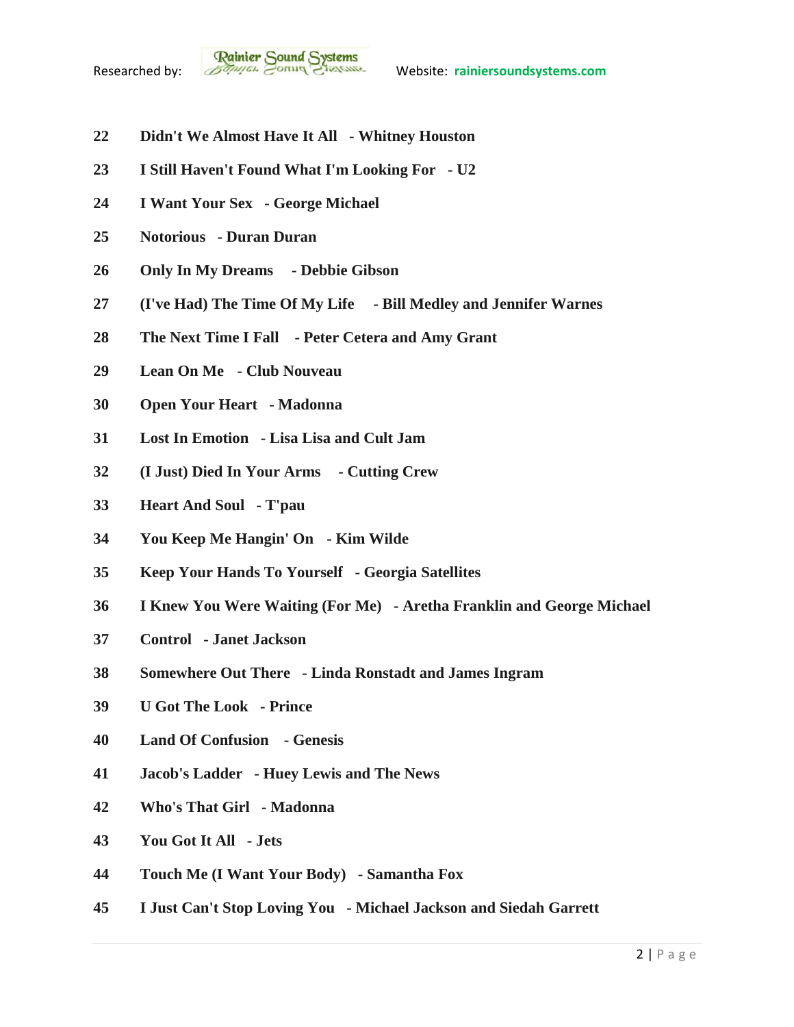**22 Didn't We Almost Have It All - Whitney Houston**

**23 I Still Haven't Found What I'm Looking For - U2**

**24 I Want Your Sex - George Michael**

**25 Notorious - Duran Duran**

**26 Only In My Dreams - Debbie Gibson**

**27 (I've Had) The Time Of My Life - Bill Medley and Jennifer Warnes**

**28 The Next Time I Fall - Peter Cetera and Amy Grant**

**29 Lean On Me - Club Nouveau**

**30 Open Your Heart - Madonna**

**31 Lost In Emotion - Lisa Lisa and Cult Jam**

**32 (I Just) Died In Your Arms - Cutting Crew**

**33 Heart And Soul - T'pau**

**34 You Keep Me Hangin' On - Kim Wilde**

**35 Keep Your Hands To Yourself - Georgia Satellites**

**36 I Knew You Were Waiting (For Me) - Aretha Franklin and George Michael**

**37 Control - Janet Jackson**

**38 Somewhere Out There - Linda Ronstadt and James Ingram**

**39 U Got The Look - Prince**

**40 Land Of Confusion - Genesis**

**41 Jacob's Ladder - Huey Lewis and The News**

**42 Who's That Girl - Madonna**

**43 You Got It All - Jets**

**44 Touch Me (I Want Your Body) - Samantha Fox**

**45 I Just Can't Stop Loving You - Michael Jackson and Siedah Garrett**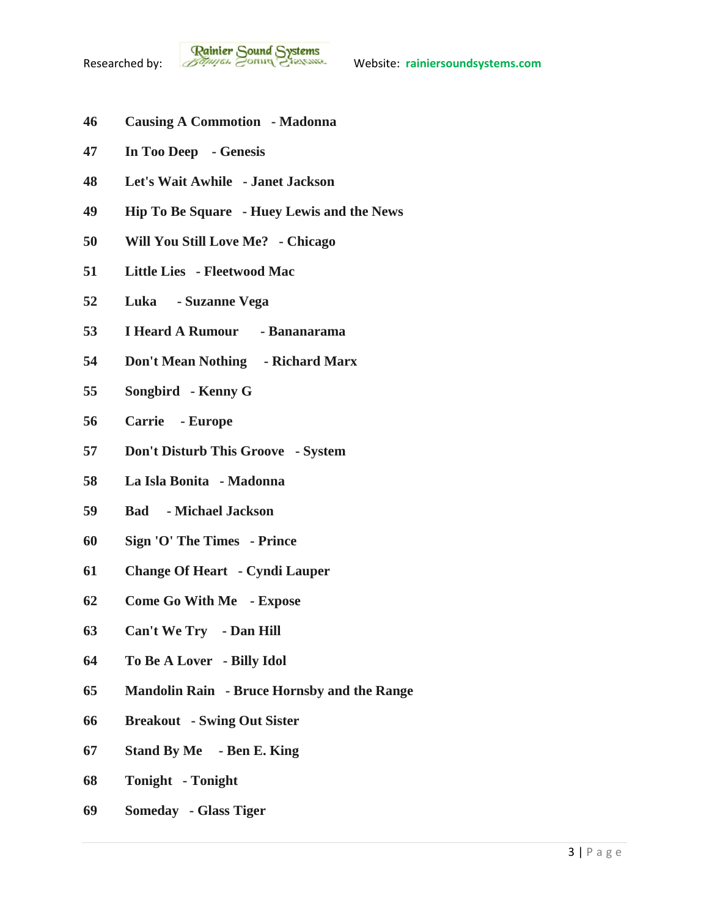**46 Causing A Commotion - Madonna**

**47 In Too Deep - Genesis**

**48 Let's Wait Awhile - Janet Jackson**

**49 Hip To Be Square - Huey Lewis and the News**

**50 Will You Still Love Me? - Chicago**

**51 Little Lies - Fleetwood Mac**

**52 Luka - Suzanne Vega**

**53 I Heard A Rumour - Bananarama**

**54 Don't Mean Nothing - Richard Marx**

**55 Songbird - Kenny G**

**56 Carrie - Europe**

**57 Don't Disturb This Groove - System**

**58 La Isla Bonita - Madonna**

**59 Bad - Michael Jackson**

**60 Sign 'O' The Times - Prince**

**61 Change Of Heart - Cyndi Lauper**

**62 Come Go With Me - Expose**

**63 Can't We Try - Dan Hill**

**64 To Be A Lover - Billy Idol**

**65 Mandolin Rain - Bruce Hornsby and the Range**

**66 Breakout - Swing Out Sister**

**67 Stand By Me - Ben E. King**

**68 Tonight - Tonight**

**69 Someday - Glass Tiger**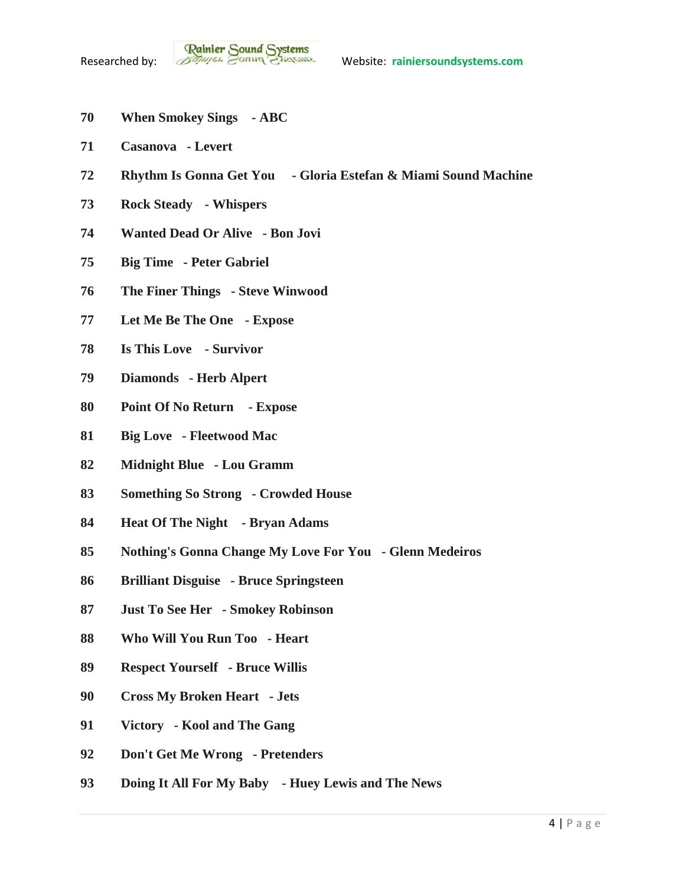**70 When Smokey Sings - ABC**

**71 Casanova - Levert**

**72 Rhythm Is Gonna Get You - Gloria Estefan & Miami Sound Machine**

**73 Rock Steady - Whispers**

**74 Wanted Dead Or Alive - Bon Jovi**

**75 Big Time - Peter Gabriel**

**76 The Finer Things - Steve Winwood**

**77 Let Me Be The One - Expose**

**78 Is This Love - Survivor**

**79 Diamonds - Herb Alpert**

**80 Point Of No Return - Expose**

**81 Big Love - Fleetwood Mac**

**82 Midnight Blue - Lou Gramm**

**83 Something So Strong - Crowded House**

**84 Heat Of The Night - Bryan Adams**

**85 Nothing's Gonna Change My Love For You - Glenn Medeiros**

**86 Brilliant Disguise - Bruce Springsteen**

**87 Just To See Her - Smokey Robinson**

**88 Who Will You Run Too - Heart**

**89 Respect Yourself - Bruce Willis**

**90 Cross My Broken Heart - Jets**

**91 Victory - Kool and The Gang**

**92 Don't Get Me Wrong - Pretenders**

**93 Doing It All For My Baby - Huey Lewis and The News**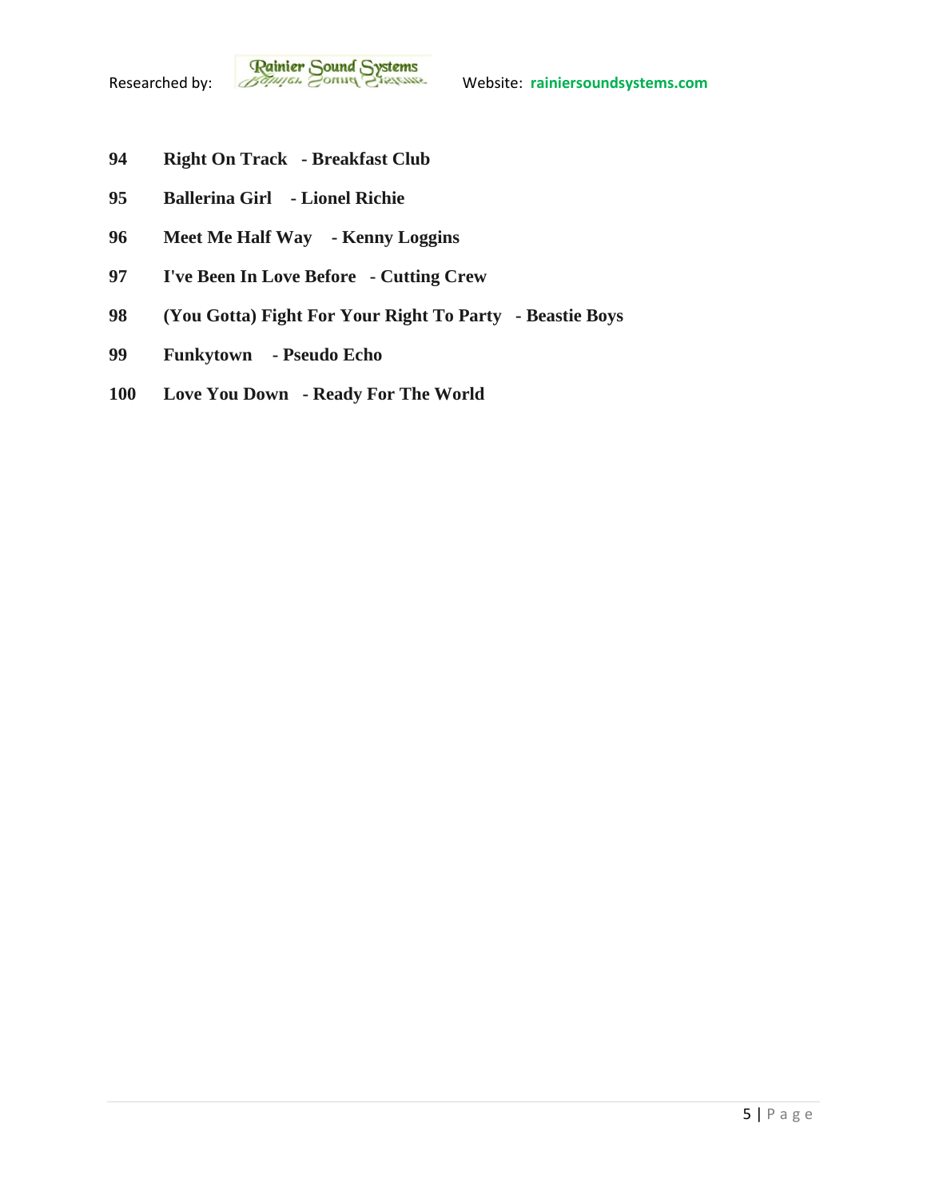**94 Right On Track - Breakfast Club**

**95 Ballerina Girl - Lionel Richie**

**96 Meet Me Half Way - Kenny Loggins**

**97 I've Been In Love Before - Cutting Crew**

**98 (You Gotta) Fight For Your Right To Party - Beastie Boys**

**99 Funkytown - Pseudo Echo**

**100 Love You Down - Ready For The World**